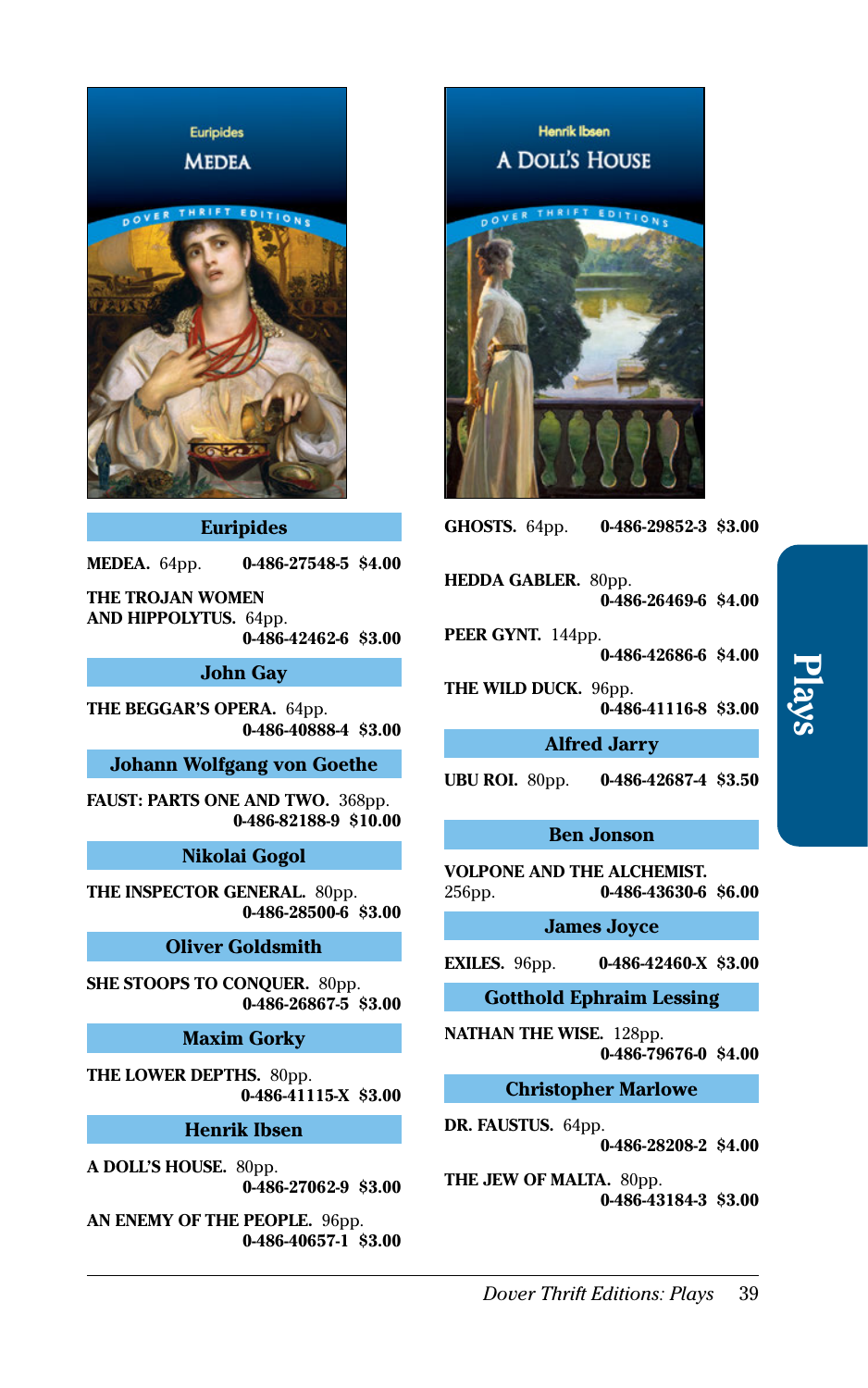## Euripides

**MEDEA.** 64pp. **0-486-27548-5 $4.00**

**THE TROJAN WOMEN AND HIPPOLYTUS.** 64pp. **0-486-42462-6 $3.00**

## John Gay

**THE BEGGAR'S OPERA.** 64pp. **0-486-40888-4 $3.00**

## Johann Wolfgang von Goethe

**FAUST: PARTS ONE AND TWO.** 368pp. **0-486-82188-9 $10.00**

## Nikolai Gogol

**THE INSPECTOR GENERAL.** 80pp. **0-486-28500-6 $3.00**

## Oliver Goldsmith

**SHE STOOPS TO CONQUER.** 80pp. **0-486-26867-5 $3.00**

## Maxim Gorky

**THE LOWER DEPTHS.** 80pp. **0-486-41115-X $3.00**

## Henrik Ibsen

**A DOLL'S HOUSE.** 80pp. **0-486-27062-9 $3.00**

**AN ENEMY OF THE PEOPLE.** 96pp. **0-486-40657-1 $3.00**

**GHOSTS.** 64pp. **0-486-29852-3 $3.00**

**HEDDA GABLER.** 80pp. **0-486-26469-6 $4.00**

**PEER GYNT.** 144pp. **0-486-42686-6 $4.00**

**THE WILD DUCK.** 96pp. **0-486-41116-8 $3.00**

## Alfred Jarry

**UBU ROI.** 80pp. **0-486-42687-4 $3.50**

## Ben Jonson

**VOLPONE AND THE ALCHEMIST.** 256pp. **0-486-43630-6 $6.00**

## James Joyce

**EXILES.** 96pp. **0-486-42460-X $3.00**

## Gotthold Ephraim Lessing

**NATHAN THE WISE.** 128pp. **0-486-79676-0 $4.00**

## Christopher Marlowe

**DR. FAUSTUS.** 64pp. **0-486-28208-2 $4.00**

**THE JEW OF MALTA.** 80pp. **0-486-43184-3 $3.00**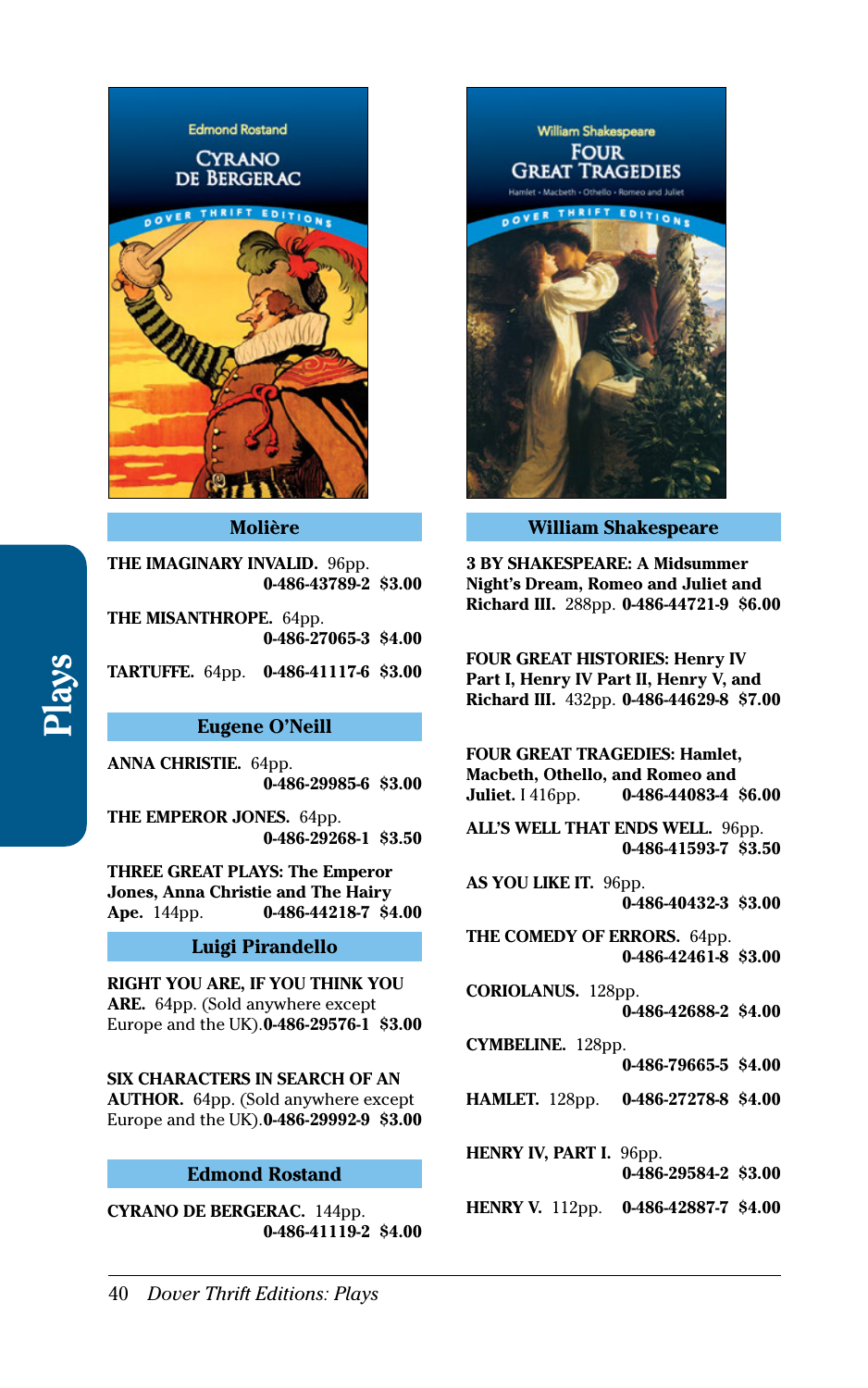## Molière

**THE IMAGINARY INVALID.** 96pp. **0-486-43789-2 $3.00**

**THE MISANTHROPE.** 64pp. **0-486-27065-3 $4.00**

**TARTUFFE.** 64pp. **0-486-41117-6 $3.00**

## Eugene O'Neill

**ANNA CHRISTIE.** 64pp. **0-486-29985-6 $3.00**

**THE EMPEROR JONES.** 64pp. **0-486-29268-1 $3.50**

**THREE GREAT PLAYS: The Emperor Jones, Anna Christie and The Hairy Ape.** 144pp. **0-486-44218-7 $4.00**

## Luigi Pirandello

**RIGHT YOU ARE, IF YOU THINK YOU ARE.** 64pp. (Sold anywhere except Europe and the UK). **0-486-29576-1 $3.00**

**SIX CHARACTERS IN SEARCH OF AN AUTHOR.** 64pp. (Sold anywhere except Europe and the UK). **0-486-29992-9 $3.00**

## Edmond Rostand

**CYRANO DE BERGERAC.** 144pp. **0-486-41119-2 $4.00**

## William Shakespeare

**3 BY SHAKESPEARE: A Midsummer Night's Dream, Romeo and Juliet and Richard III.** 288pp. **0-486-44721-9 $6.00**

**FOUR GREAT HISTORIES: Henry IV Part I, Henry IV Part II, Henry V, and Richard III.** 432pp. **0-486-44629-8 $7.00**

**FOUR GREAT TRAGEDIES: Hamlet, Macbeth, Othello, and Romeo and Juliet.** I 416pp. **0-486-44083-4 $6.00**

**ALL'S WELL THAT ENDS WELL.** 96pp. **0-486-41593-7 $3.50**

**AS YOU LIKE IT.** 96pp. **0-486-40432-3 $3.00**

**THE COMEDY OF ERRORS.** 64pp. **0-486-42461-8 $3.00**

**CORIOLANUS.** 128pp. **0-486-42688-2 $4.00**

**CYMBELINE.** 128pp. **0-486-79665-5 $4.00**

**HAMLET.** 128pp. **0-486-27278-8 $4.00**

**HENRY IV, PART I.** 96pp. **0-486-29584-2 $3.00**

**HENRY V.** 112pp. **0-486-42887-7 $4.00**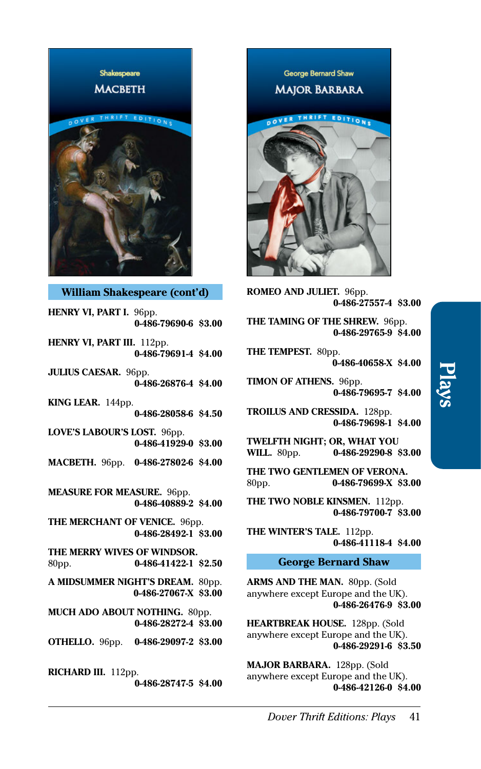## William Shakespeare (cont'd)

**HENRY VI, PART I.** 96pp.
**0-486-79690-6 $3.00**

**HENRY VI, PART III.** 112pp.
**0-486-79691-4 $4.00**

**JULIUS CAESAR.** 96pp.
**0-486-26876-4 $4.00**

**KING LEAR.** 144pp.
**0-486-28058-6 $4.50**

**LOVE'S LABOUR'S LOST.** 96pp.
**0-486-41929-0 $3.00**

**MACBETH.** 96pp. **0-486-27802-6 $4.00**

**MEASURE FOR MEASURE.** 96pp.
**0-486-40889-2 $4.00**

**THE MERCHANT OF VENICE.** 96pp.
**0-486-28492-1 $3.00**

**THE MERRY WIVES OF WINDSOR.**
80pp. **0-486-41422-1 $2.50**

**A MIDSUMMER NIGHT'S DREAM.** 80pp.
**0-486-27067-X $3.00**

**MUCH ADO ABOUT NOTHING.** 80pp.
**0-486-28272-4 $3.00**

**OTHELLO.** 96pp. **0-486-29097-2 $3.00**

**RICHARD III.** 112pp.
**0-486-28747-5 $4.00**

**ROMEO AND JULIET.** 96pp.
**0-486-27557-4 $3.00**

**THE TAMING OF THE SHREW.** 96pp.
**0-486-29765-9 $4.00**

**THE TEMPEST.** 80pp.
**0-486-40658-X $4.00**

**TIMON OF ATHENS.** 96pp.
**0-486-79695-7 $4.00**

**TROILUS AND CRESSIDA.** 128pp.
**0-486-79698-1 $4.00**

**TWELFTH NIGHT; OR, WHAT YOU WILL.** 80pp. **0-486-29290-8 $3.00**

**THE TWO GENTLEMEN OF VERONA.**
80pp. **0-486-79699-X $3.00**

**THE TWO NOBLE KINSMEN.** 112pp.
**0-486-79700-7 $3.00**

**THE WINTER'S TALE.** 112pp.
**0-486-41118-4 $4.00**

## George Bernard Shaw

**ARMS AND THE MAN.** 80pp. (Sold anywhere except Europe and the UK).
**0-486-26476-9 $3.00**

**HEARTBREAK HOUSE.** 128pp. (Sold anywhere except Europe and the UK).
**0-486-29291-6 $3.50**

**MAJOR BARBARA.** 128pp. (Sold anywhere except Europe and the UK).
**0-486-42126-0 $4.00**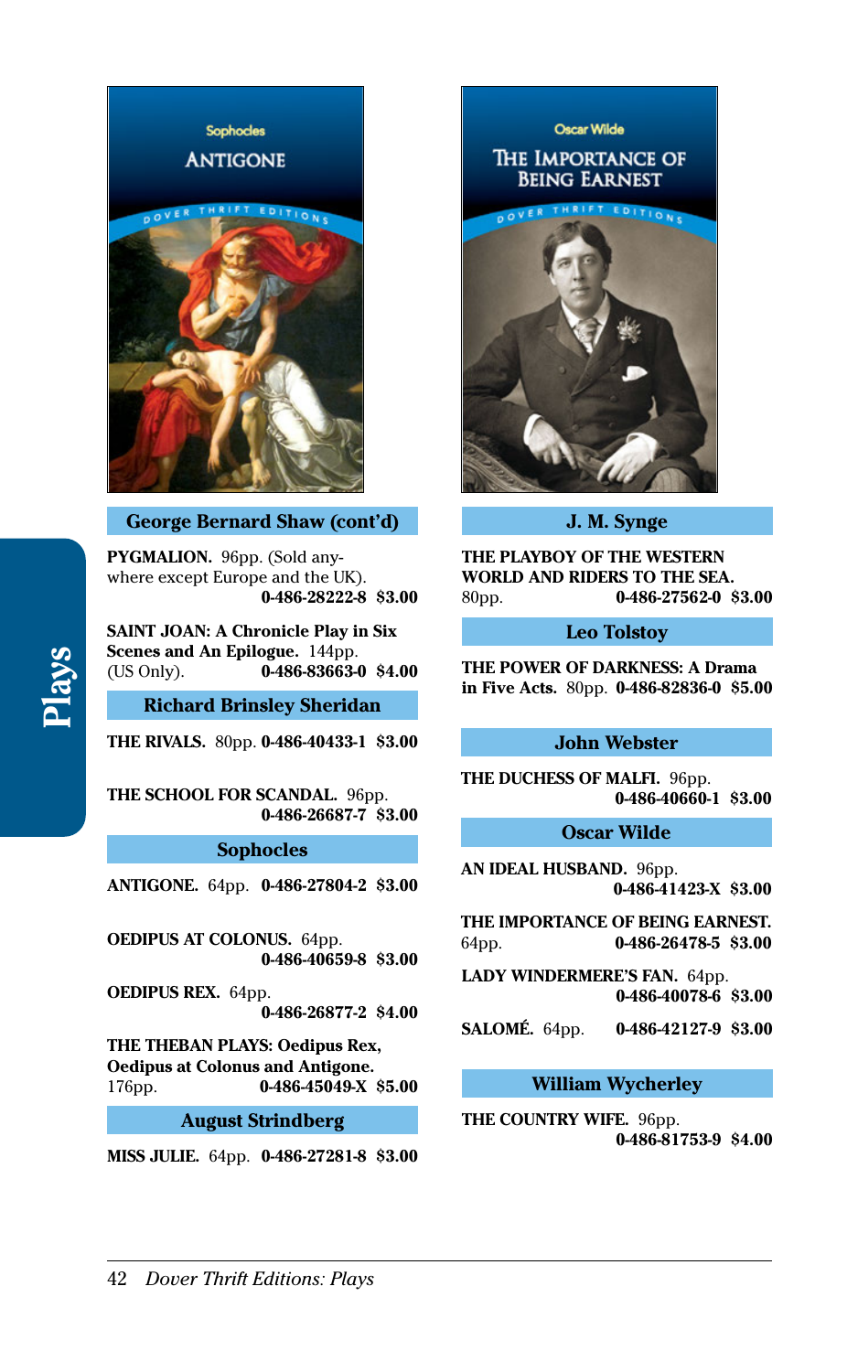## George Bernard Shaw (cont'd)

**PYGMALION.** 96pp. (Sold anywhere except Europe and the UK).
**0-486-28222-8 $3.00**

**SAINT JOAN: A Chronicle Play in Six Scenes and An Epilogue.** 144pp. (US Only).
**0-486-83663-0 $4.00**

## Richard Brinsley Sheridan

**THE RIVALS.** 80pp. **0-486-40433-1 $3.00**

**THE SCHOOL FOR SCANDAL.** 96pp.
**0-486-26687-7 $3.00**

## Sophocles

**ANTIGONE.** 64pp. **0-486-27804-2 $3.00**

**OEDIPUS AT COLONUS.** 64pp.
**0-486-40659-8 $3.00**

**OEDIPUS REX.** 64pp.
**0-486-26877-2 $4.00**

**THE THEBAN PLAYS: Oedipus Rex, Oedipus at Colonus and Antigone.** 176pp.
**0-486-45049-X $5.00**

## August Strindberg

**MISS JULIE.** 64pp. **0-486-27281-8 $3.00**

## J. M. Synge

**THE PLAYBOY OF THE WESTERN WORLD AND RIDERS TO THE SEA.** 80pp.
**0-486-27562-0 $3.00**

## Leo Tolstoy

**THE POWER OF DARKNESS: A Drama in Five Acts.** 80pp. **0-486-82836-0 $5.00**

## John Webster

**THE DUCHESS OF MALFI.** 96pp.
**0-486-40660-1 $3.00**

## Oscar Wilde

**AN IDEAL HUSBAND.** 96pp.
**0-486-41423-X $3.00**

**THE IMPORTANCE OF BEING EARNEST.** 64pp.
**0-486-26478-5 $3.00**

**LADY WINDERMERE'S FAN.** 64pp.
**0-486-40078-6 $3.00**

**SALOMÉ.** 64pp. **0-486-42127-9 $3.00**

## William Wycherley

**THE COUNTRY WIFE.** 96pp.
**0-486-81753-9 $4.00**